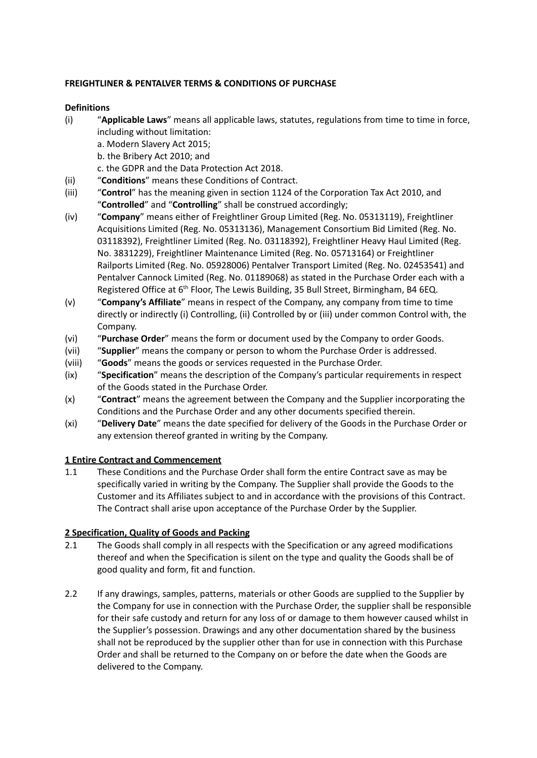**FREIGHTLINER & PENTALVER TERMS & CONDITIONS OF PURCHASE**

**Definitions**

(i) "**Applicable Laws**" means all applicable laws, statutes, regulations from time to time in force, including without limitation:
   a. Modern Slavery Act 2015;
   b. the Bribery Act 2010; and
   c. the GDPR and the Data Protection Act 2018.

(ii) "**Conditions**" means these Conditions of Contract.

(iii) "**Control**" has the meaning given in section 1124 of the Corporation Tax Act 2010, and "**Controlled**" and "**Controlling**" shall be construed accordingly;

(iv) "**Company**" means either of Freightliner Group Limited (Reg. No. 05313119), Freightliner Acquisitions Limited (Reg. No. 05313136), Management Consortium Bid Limited (Reg. No. 03118392), Freightliner Limited (Reg. No. 03118392), Freightliner Heavy Haul Limited (Reg. No. 3831229), Freightliner Maintenance Limited (Reg. No. 05713164) or Freightliner Railports Limited (Reg. No. 05928006) Pentalver Transport Limited (Reg. No. 02453541) and Pentalver Cannock Limited (Reg. No. 01189068) as stated in the Purchase Order each with a Registered Office at 6th Floor, The Lewis Building, 35 Bull Street, Birmingham, B4 6EQ.

(v) "**Company's Affiliate**" means in respect of the Company, any company from time to time directly or indirectly (i) Controlling, (ii) Controlled by or (iii) under common Control with, the Company.

(vi) "**Purchase Order**" means the form or document used by the Company to order Goods.

(vii) "**Supplier**" means the company or person to whom the Purchase Order is addressed.

(viii) "**Goods**" means the goods or services requested in the Purchase Order.

(ix) "**Specification**" means the description of the Company's particular requirements in respect of the Goods stated in the Purchase Order.

(x) "**Contract**" means the agreement between the Company and the Supplier incorporating the Conditions and the Purchase Order and any other documents specified therein.

(xi) "**Delivery Date**" means the date specified for delivery of the Goods in the Purchase Order or any extension thereof granted in writing by the Company.

**1 Entire Contract and Commencement**

1.1 These Conditions and the Purchase Order shall form the entire Contract save as may be specifically varied in writing by the Company. The Supplier shall provide the Goods to the Customer and its Affiliates subject to and in accordance with the provisions of this Contract. The Contract shall arise upon acceptance of the Purchase Order by the Supplier.

**2 Specification, Quality of Goods and Packing**

2.1 The Goods shall comply in all respects with the Specification or any agreed modifications thereof and when the Specification is silent on the type and quality the Goods shall be of good quality and form, fit and function.

2.2 If any drawings, samples, patterns, materials or other Goods are supplied to the Supplier by the Company for use in connection with the Purchase Order, the supplier shall be responsible for their safe custody and return for any loss of or damage to them however caused whilst in the Supplier's possession. Drawings and any other documentation shared by the business shall not be reproduced by the supplier other than for use in connection with this Purchase Order and shall be returned to the Company on or before the date when the Goods are delivered to the Company.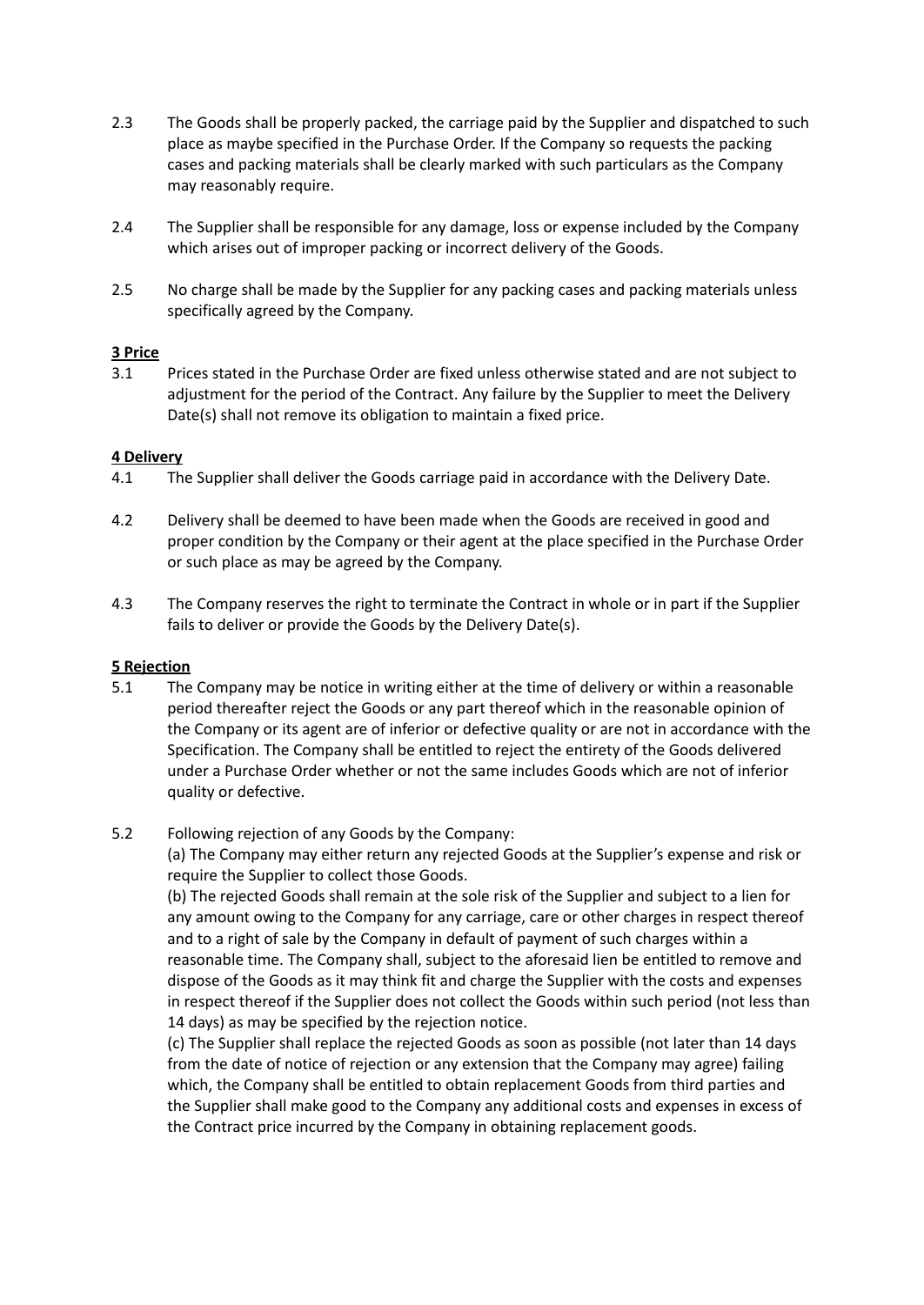2.3 The Goods shall be properly packed, the carriage paid by the Supplier and dispatched to such place as maybe specified in the Purchase Order. If the Company so requests the packing cases and packing materials shall be clearly marked with such particulars as the Company may reasonably require.

2.4 The Supplier shall be responsible for any damage, loss or expense included by the Company which arises out of improper packing or incorrect delivery of the Goods.

2.5 No charge shall be made by the Supplier for any packing cases and packing materials unless specifically agreed by the Company.

**3 Price**

3.1 Prices stated in the Purchase Order are fixed unless otherwise stated and are not subject to adjustment for the period of the Contract. Any failure by the Supplier to meet the Delivery Date(s) shall not remove its obligation to maintain a fixed price.

**4 Delivery**

4.1 The Supplier shall deliver the Goods carriage paid in accordance with the Delivery Date.

4.2 Delivery shall be deemed to have been made when the Goods are received in good and proper condition by the Company or their agent at the place specified in the Purchase Order or such place as may be agreed by the Company.

4.3 The Company reserves the right to terminate the Contract in whole or in part if the Supplier fails to deliver or provide the Goods by the Delivery Date(s).

**5 Rejection**

5.1 The Company may be notice in writing either at the time of delivery or within a reasonable period thereafter reject the Goods or any part thereof which in the reasonable opinion of the Company or its agent are of inferior or defective quality or are not in accordance with the Specification. The Company shall be entitled to reject the entirety of the Goods delivered under a Purchase Order whether or not the same includes Goods which are not of inferior quality or defective.

5.2 Following rejection of any Goods by the Company:

(a) The Company may either return any rejected Goods at the Supplier's expense and risk or require the Supplier to collect those Goods.

(b) The rejected Goods shall remain at the sole risk of the Supplier and subject to a lien for any amount owing to the Company for any carriage, care or other charges in respect thereof and to a right of sale by the Company in default of payment of such charges within a reasonable time. The Company shall, subject to the aforesaid lien be entitled to remove and dispose of the Goods as it may think fit and charge the Supplier with the costs and expenses in respect thereof if the Supplier does not collect the Goods within such period (not less than 14 days) as may be specified by the rejection notice.

(c) The Supplier shall replace the rejected Goods as soon as possible (not later than 14 days from the date of notice of rejection or any extension that the Company may agree) failing which, the Company shall be entitled to obtain replacement Goods from third parties and the Supplier shall make good to the Company any additional costs and expenses in excess of the Contract price incurred by the Company in obtaining replacement goods.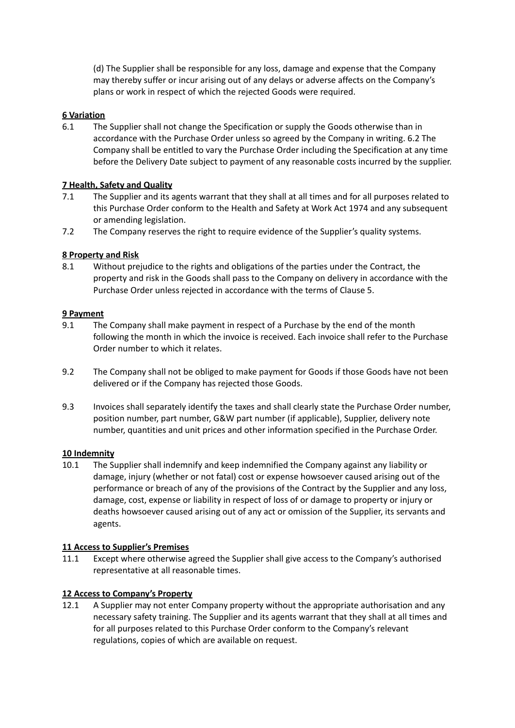(d) The Supplier shall be responsible for any loss, damage and expense that the Company may thereby suffer or incur arising out of any delays or adverse affects on the Company's plans or work in respect of which the rejected Goods were required.

**6 Variation**

6.1 The Supplier shall not change the Specification or supply the Goods otherwise than in accordance with the Purchase Order unless so agreed by the Company in writing. 6.2 The Company shall be entitled to vary the Purchase Order including the Specification at any time before the Delivery Date subject to payment of any reasonable costs incurred by the supplier.

**7 Health, Safety and Quality**

7.1 The Supplier and its agents warrant that they shall at all times and for all purposes related to this Purchase Order conform to the Health and Safety at Work Act 1974 and any subsequent or amending legislation.

7.2 The Company reserves the right to require evidence of the Supplier's quality systems.

**8 Property and Risk**

8.1 Without prejudice to the rights and obligations of the parties under the Contract, the property and risk in the Goods shall pass to the Company on delivery in accordance with the Purchase Order unless rejected in accordance with the terms of Clause 5.

**9 Payment**

9.1 The Company shall make payment in respect of a Purchase by the end of the month following the month in which the invoice is received. Each invoice shall refer to the Purchase Order number to which it relates.

9.2 The Company shall not be obliged to make payment for Goods if those Goods have not been delivered or if the Company has rejected those Goods.

9.3 Invoices shall separately identify the taxes and shall clearly state the Purchase Order number, position number, part number, G&W part number (if applicable), Supplier, delivery note number, quantities and unit prices and other information specified in the Purchase Order.

**10 Indemnity**

10.1 The Supplier shall indemnify and keep indemnified the Company against any liability or damage, injury (whether or not fatal) cost or expense howsoever caused arising out of the performance or breach of any of the provisions of the Contract by the Supplier and any loss, damage, cost, expense or liability in respect of loss of or damage to property or injury or deaths howsoever caused arising out of any act or omission of the Supplier, its servants and agents.

**11 Access to Supplier's Premises**

11.1 Except where otherwise agreed the Supplier shall give access to the Company's authorised representative at all reasonable times.

**12 Access to Company's Property**

12.1 A Supplier may not enter Company property without the appropriate authorisation and any necessary safety training. The Supplier and its agents warrant that they shall at all times and for all purposes related to this Purchase Order conform to the Company's relevant regulations, copies of which are available on request.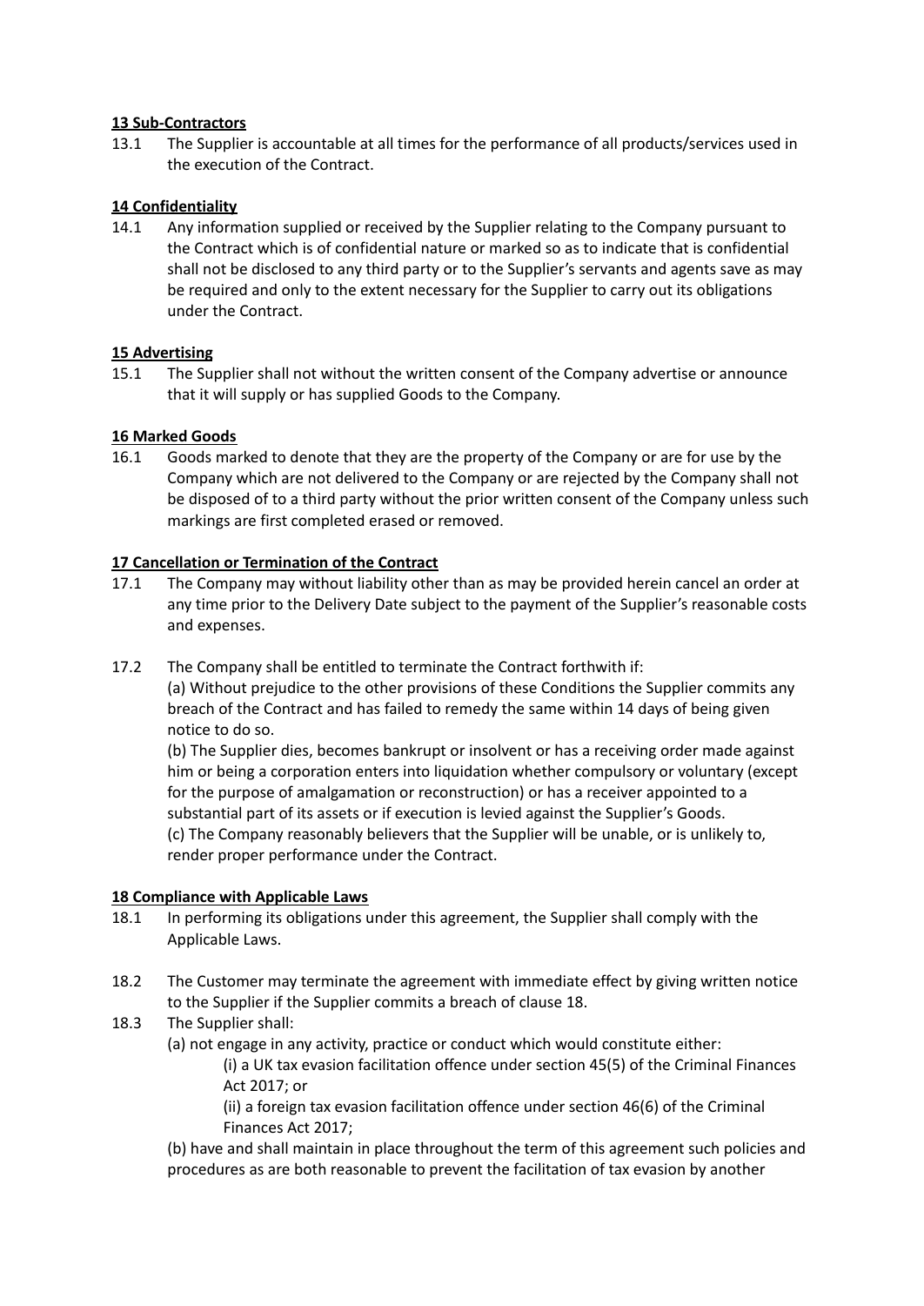**13 Sub-Contractors**

13.1 The Supplier is accountable at all times for the performance of all products/services used in the execution of the Contract.

**14 Confidentiality**

14.1 Any information supplied or received by the Supplier relating to the Company pursuant to the Contract which is of confidential nature or marked so as to indicate that is confidential shall not be disclosed to any third party or to the Supplier's servants and agents save as may be required and only to the extent necessary for the Supplier to carry out its obligations under the Contract.

**15 Advertising**

15.1 The Supplier shall not without the written consent of the Company advertise or announce that it will supply or has supplied Goods to the Company.

**16 Marked Goods**

16.1 Goods marked to denote that they are the property of the Company or are for use by the Company which are not delivered to the Company or are rejected by the Company shall not be disposed of to a third party without the prior written consent of the Company unless such markings are first completed erased or removed.

**17 Cancellation or Termination of the Contract**

17.1 The Company may without liability other than as may be provided herein cancel an order at any time prior to the Delivery Date subject to the payment of the Supplier's reasonable costs and expenses.

17.2 The Company shall be entitled to terminate the Contract forthwith if:

(a) Without prejudice to the other provisions of these Conditions the Supplier commits any breach of the Contract and has failed to remedy the same within 14 days of being given notice to do so.

(b) The Supplier dies, becomes bankrupt or insolvent or has a receiving order made against him or being a corporation enters into liquidation whether compulsory or voluntary (except for the purpose of amalgamation or reconstruction) or has a receiver appointed to a substantial part of its assets or if execution is levied against the Supplier's Goods.

(c) The Company reasonably believers that the Supplier will be unable, or is unlikely to, render proper performance under the Contract.

**18 Compliance with Applicable Laws**

18.1 In performing its obligations under this agreement, the Supplier shall comply with the Applicable Laws.

18.2 The Customer may terminate the agreement with immediate effect by giving written notice to the Supplier if the Supplier commits a breach of clause 18.

18.3 The Supplier shall:

(a) not engage in any activity, practice or conduct which would constitute either:

(i) a UK tax evasion facilitation offence under section 45(5) of the Criminal Finances Act 2017; or

(ii) a foreign tax evasion facilitation offence under section 46(6) of the Criminal Finances Act 2017;

(b) have and shall maintain in place throughout the term of this agreement such policies and procedures as are both reasonable to prevent the facilitation of tax evasion by another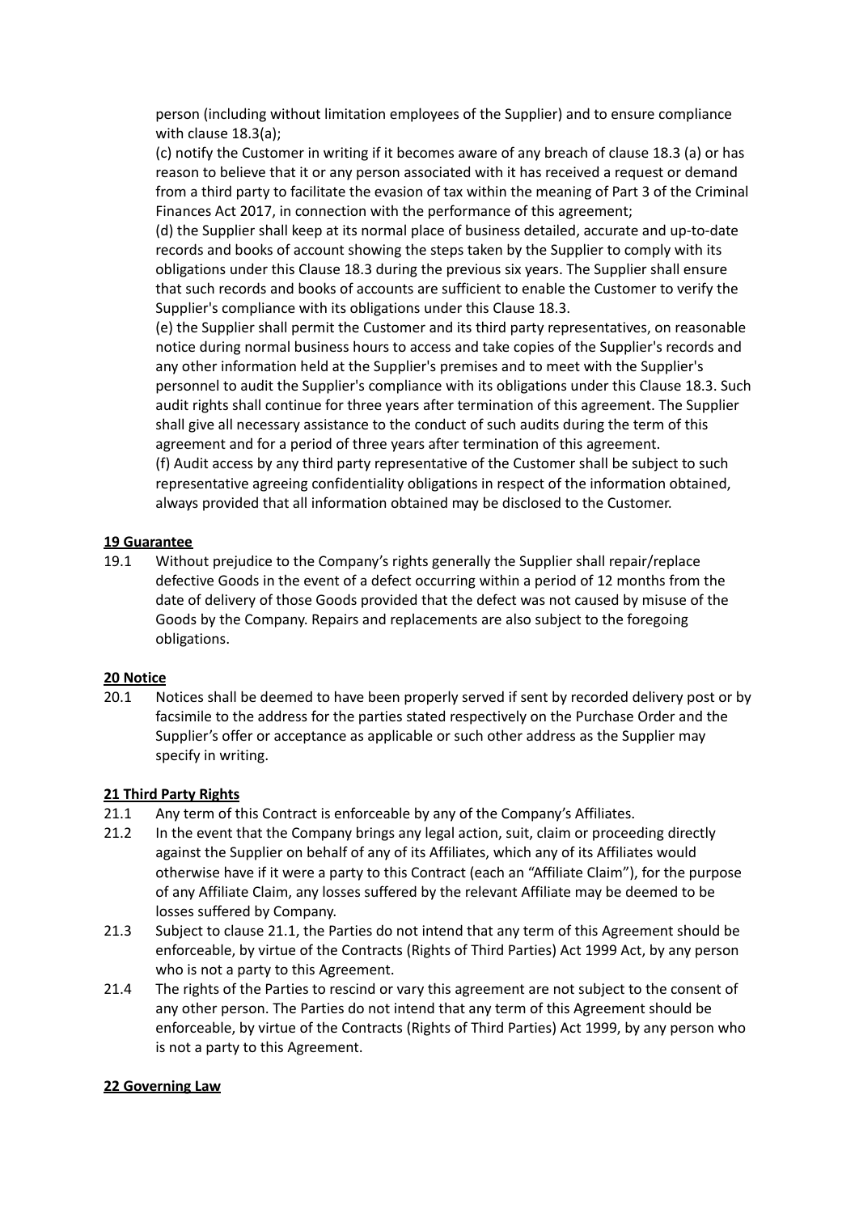person (including without limitation employees of the Supplier) and to ensure compliance with clause 18.3(a);

(c) notify the Customer in writing if it becomes aware of any breach of clause 18.3 (a) or has reason to believe that it or any person associated with it has received a request or demand from a third party to facilitate the evasion of tax within the meaning of Part 3 of the Criminal Finances Act 2017, in connection with the performance of this agreement;

(d) the Supplier shall keep at its normal place of business detailed, accurate and up-to-date records and books of account showing the steps taken by the Supplier to comply with its obligations under this Clause 18.3 during the previous six years. The Supplier shall ensure that such records and books of accounts are sufficient to enable the Customer to verify the Supplier's compliance with its obligations under this Clause 18.3.

(e) the Supplier shall permit the Customer and its third party representatives, on reasonable notice during normal business hours to access and take copies of the Supplier's records and any other information held at the Supplier's premises and to meet with the Supplier's personnel to audit the Supplier's compliance with its obligations under this Clause 18.3. Such audit rights shall continue for three years after termination of this agreement. The Supplier shall give all necessary assistance to the conduct of such audits during the term of this agreement and for a period of three years after termination of this agreement.

(f) Audit access by any third party representative of the Customer shall be subject to such representative agreeing confidentiality obligations in respect of the information obtained, always provided that all information obtained may be disclosed to the Customer.

## 19 Guarantee

19.1 Without prejudice to the Company's rights generally the Supplier shall repair/replace defective Goods in the event of a defect occurring within a period of 12 months from the date of delivery of those Goods provided that the defect was not caused by misuse of the Goods by the Company. Repairs and replacements are also subject to the foregoing obligations.

## 20 Notice

20.1 Notices shall be deemed to have been properly served if sent by recorded delivery post or by facsimile to the address for the parties stated respectively on the Purchase Order and the Supplier's offer or acceptance as applicable or such other address as the Supplier may specify in writing.

## 21 Third Party Rights

21.1 Any term of this Contract is enforceable by any of the Company's Affiliates.

21.2 In the event that the Company brings any legal action, suit, claim or proceeding directly against the Supplier on behalf of any of its Affiliates, which any of its Affiliates would otherwise have if it were a party to this Contract (each an "Affiliate Claim"), for the purpose of any Affiliate Claim, any losses suffered by the relevant Affiliate may be deemed to be losses suffered by Company.

21.3 Subject to clause 21.1, the Parties do not intend that any term of this Agreement should be enforceable, by virtue of the Contracts (Rights of Third Parties) Act 1999 Act, by any person who is not a party to this Agreement.

21.4 The rights of the Parties to rescind or vary this agreement are not subject to the consent of any other person. The Parties do not intend that any term of this Agreement should be enforceable, by virtue of the Contracts (Rights of Third Parties) Act 1999, by any person who is not a party to this Agreement.

## 22 Governing Law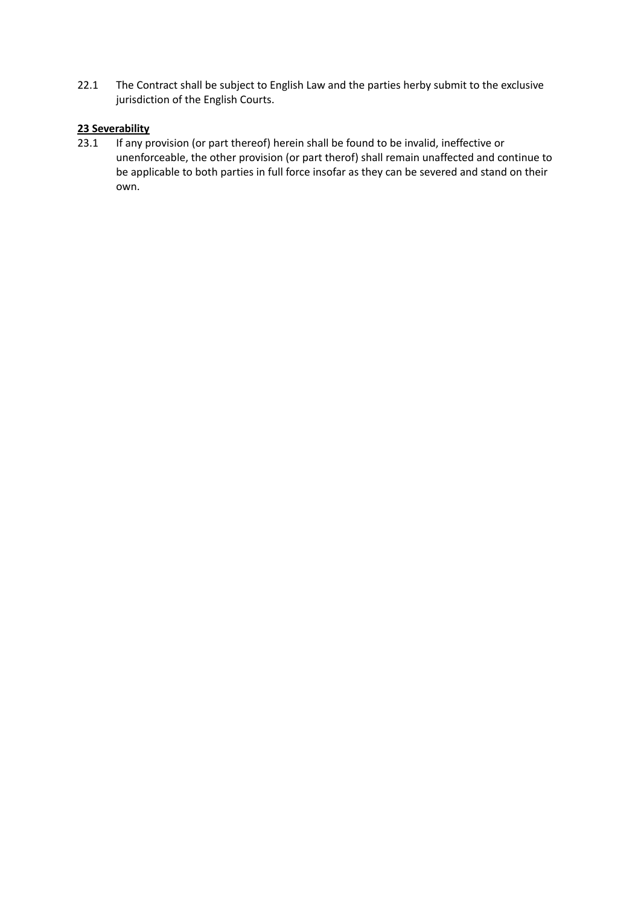22.1 The Contract shall be subject to English Law and the parties herby submit to the exclusive jurisdiction of the English Courts.

**<u>23 Severability</u>**

23.1 If any provision (or part thereof) herein shall be found to be invalid, ineffective or unenforceable, the other provision (or part therof) shall remain unaffected and continue to be applicable to both parties in full force insofar as they can be severed and stand on their own.